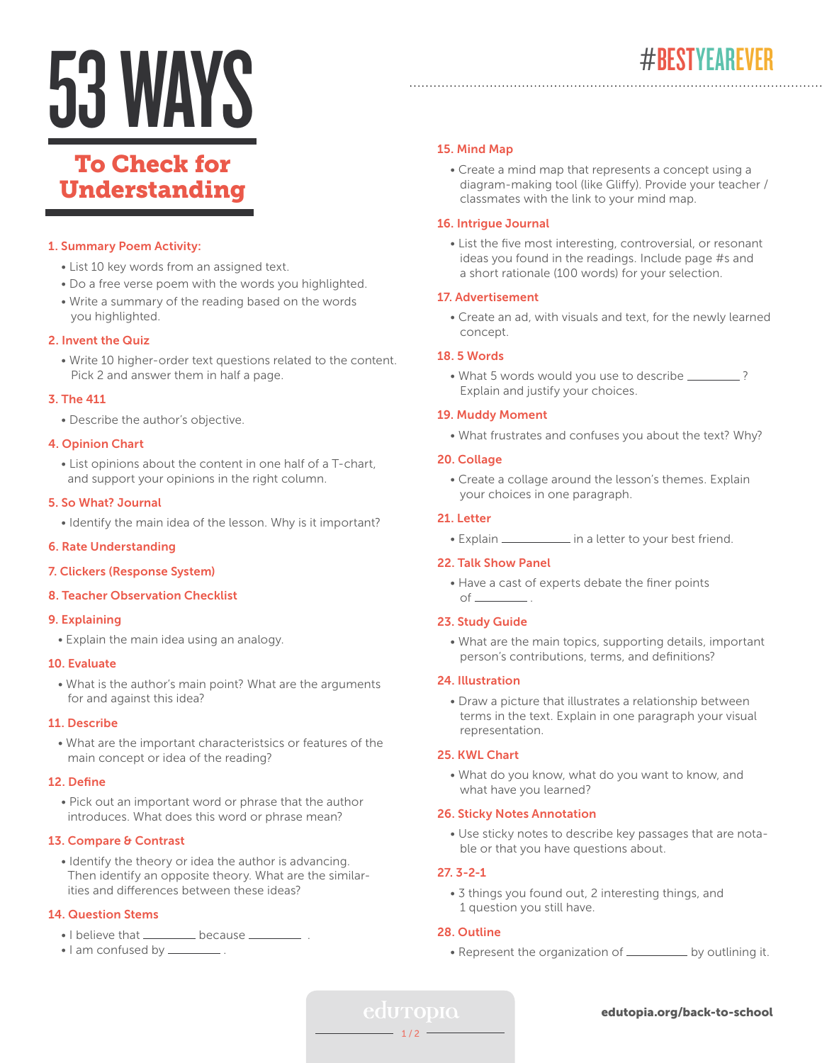# 53 WAYS

## To Check for Understanding

#BESTYEAREVER

**1. Summary Poem Activity:**

- List 10 key words from an assigned text.
- Do a free verse poem with the words you highlighted.
- Write a summary of the reading based on the words you highlighted.

**2. Invent the Quiz**

- Write 10 higher-order text questions related to the content. Pick 2 and answer them in half a page.

**3. The 411**

- Describe the author's objective.

**4. Opinion Chart**

- List opinions about the content in one half of a T-chart, and support your opinions in the right column.

**5. So What? Journal**

- Identify the main idea of the lesson. Why is it important?

**6. Rate Understanding**

**7. Clickers (Response System)**

**8. Teacher Observation Checklist**

**9. Explaining**

- Explain the main idea using an analogy.

**10. Evaluate**

- What is the author's main point? What are the arguments for and against this idea?

**11. Describe**

- What are the important characteristsics or features of the main concept or idea of the reading?

**12. Define**

- Pick out an important word or phrase that the author introduces. What does this word or phrase mean?

**13. Compare & Contrast**

- Identify the theory or idea the author is advancing. Then identify an opposite theory. What are the similarities and differences between these ideas?

**14. Question Stems**

- I believe that ________ because ________ .
- I am confused by ________ .

**15. Mind Map**

- Create a mind map that represents a concept using a diagram-making tool (like Gliffy). Provide your teacher / classmates with the link to your mind map.

**16. Intrigue Journal**

- List the five most interesting, controversial, or resonant ideas you found in the readings. Include page #s and a short rationale (100 words) for your selection.

**17. Advertisement**

- Create an ad, with visuals and text, for the newly learned concept.

**18. 5 Words**

- What 5 words would you use to describe ________ ? Explain and justify your choices.

**19. Muddy Moment**

- What frustrates and confuses you about the text? Why?

**20. Collage**

- Create a collage around the lesson's themes. Explain your choices in one paragraph.

**21. Letter**

- Explain ________ in a letter to your best friend.

**22. Talk Show Panel**

- Have a cast of experts debate the finer points of ________ .

**23. Study Guide**

- What are the main topics, supporting details, important person's contributions, terms, and definitions?

**24. Illustration**

- Draw a picture that illustrates a relationship between terms in the text. Explain in one paragraph your visual representation.

**25. KWL Chart**

- What do you know, what do you want to know, and what have you learned?

**26. Sticky Notes Annotation**

- Use sticky notes to describe key passages that are notable or that you have questions about.

**27. 3-2-1**

- 3 things you found out, 2 interesting things, and 1 question you still have.

**28. Outline**

- Represent the organization of ________ by outlining it.

edutopia

edutopia.org/back-to-school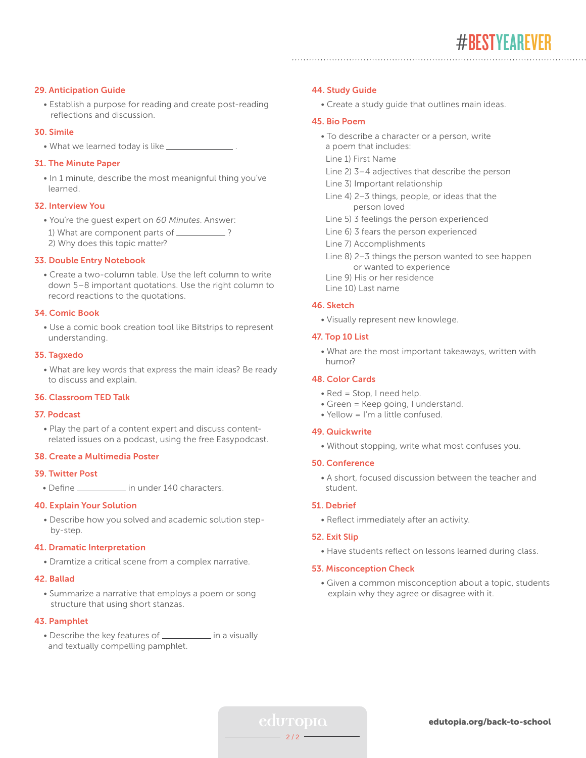### 29. Anticipation Guide

- Establish a purpose for reading and create post-reading reflections and discussion.

### 30. Simile

- What we learned today is like _______________ .

### 31. The Minute Paper

- In 1 minute, describe the most meaningful thing you've learned.

### 32. Interview You

- You're the guest expert on *60 Minutes*. Answer:
  1) What are component parts of ___________ ?
  2) Why does this topic matter?

### 33. Double Entry Notebook

- Create a two-column table. Use the left column to write down 5–8 important quotations. Use the right column to record reactions to the quotations.

### 34. Comic Book

- Use a comic book creation tool like Bitstrips to represent understanding.

### 35. Tagxedo

- What are key words that express the main ideas? Be ready to discuss and explain.

### 36. Classroom TED Talk

### 37. Podcast

- Play the part of a content expert and discuss content-related issues on a podcast, using the free Easypodcast.

### 38. Create a Multimedia Poster

### 39. Twitter Post

- Define ___________ in under 140 characters.

### 40. Explain Your Solution

- Describe how you solved and academic solution step-by-step.

### 41. Dramatic Interpretation

- Dramtize a critical scene from a complex narrative.

### 42. Ballad

- Summarize a narrative that employs a poem or song structure that using short stanzas.

### 43. Pamphlet

- Describe the key features of ___________ in a visually and textually compelling pamphlet.

### 44. Study Guide

- Create a study guide that outlines main ideas.

### 45. Bio Poem

- To describe a character or a person, write a poem that includes:
  Line 1) First Name
  Line 2) 3–4 adjectives that describe the person
  Line 3) Important relationship
  Line 4) 2–3 things, people, or ideas that the person loved
  Line 5) 3 feelings the person experienced
  Line 6) 3 fears the person experienced
  Line 7) Accomplishments
  Line 8) 2–3 things the person wanted to see happen or wanted to experience
  Line 9) His or her residence
  Line 10) Last name

### 46. Sketch

- Visually represent new knowlege.

### 47. Top 10 List

- What are the most important takeaways, written with humor?

### 48. Color Cards

- Red = Stop, I need help.
- Green = Keep going, I understand.
- Yellow = I'm a little confused.

### 49. Quickwrite

- Without stopping, write what most confuses you.

### 50. Conference

- A short, focused discussion between the teacher and student.

### 51. Debrief

- Reflect immediately after an activity.

### 52. Exit Slip

- Have students reflect on lessons learned during class.

### 53. Misconception Check

- Given a common misconception about a topic, students explain why they agree or disagree with it.